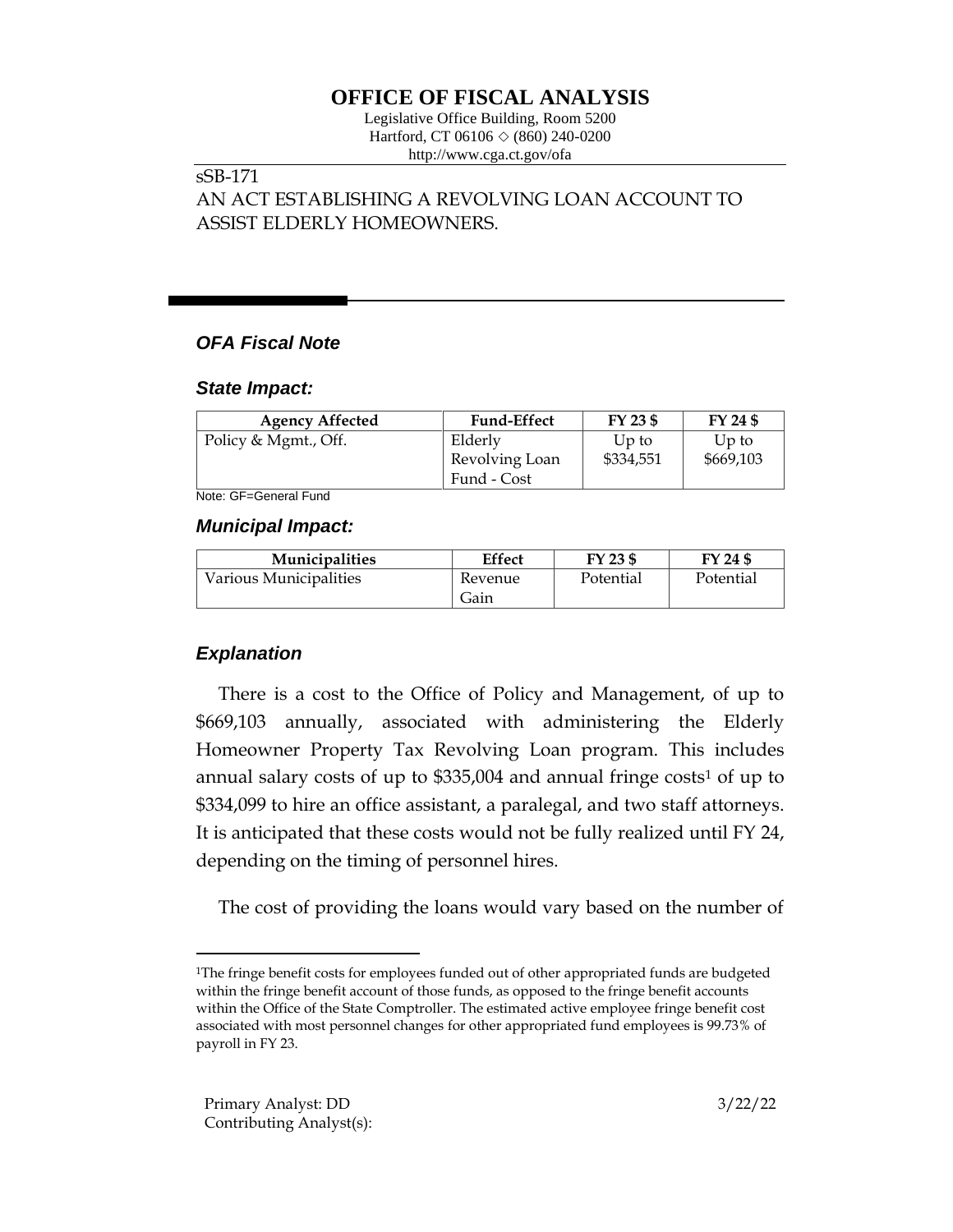# OFFICE OF FISCAL ANALYSIS

Legislative Office Building, Room 5200
Hartford, CT 06106 ◇ (860) 240-0200
http://www.cga.ct.gov/ofa

sSB-171
AN ACT ESTABLISHING A REVOLVING LOAN ACCOUNT TO ASSIST ELDERLY HOMEOWNERS.

## *OFA Fiscal Note*

### *State Impact:*

| Agency Affected | Fund-Effect | FY 23 $ | FY 24 $ |
|---|---|---|---|
| Policy & Mgmt., Off. | Elderly Revolving Loan Fund - Cost | Up to $334,551 | Up to $669,103 |

Note: GF=General Fund

### *Municipal Impact:*

| Municipalities | Effect | FY 23 $ | FY 24 $ |
|---|---|---|---|
| Various Municipalities | Revenue Gain | Potential | Potential |

### *Explanation*

There is a cost to the Office of Policy and Management, of up to $669,103 annually, associated with administering the Elderly Homeowner Property Tax Revolving Loan program. This includes annual salary costs of up to $335,004 and annual fringe costs[1] of up to $334,099 to hire an office assistant, a paralegal, and two staff attorneys. It is anticipated that these costs would not be fully realized until FY 24, depending on the timing of personnel hires.

The cost of providing the loans would vary based on the number of

[1]The fringe benefit costs for employees funded out of other appropriated funds are budgeted within the fringe benefit account of those funds, as opposed to the fringe benefit accounts within the Office of the State Comptroller. The estimated active employee fringe benefit cost associated with most personnel changes for other appropriated fund employees is 99.73% of payroll in FY 23.

Primary Analyst: DD
Contributing Analyst(s):

3/22/22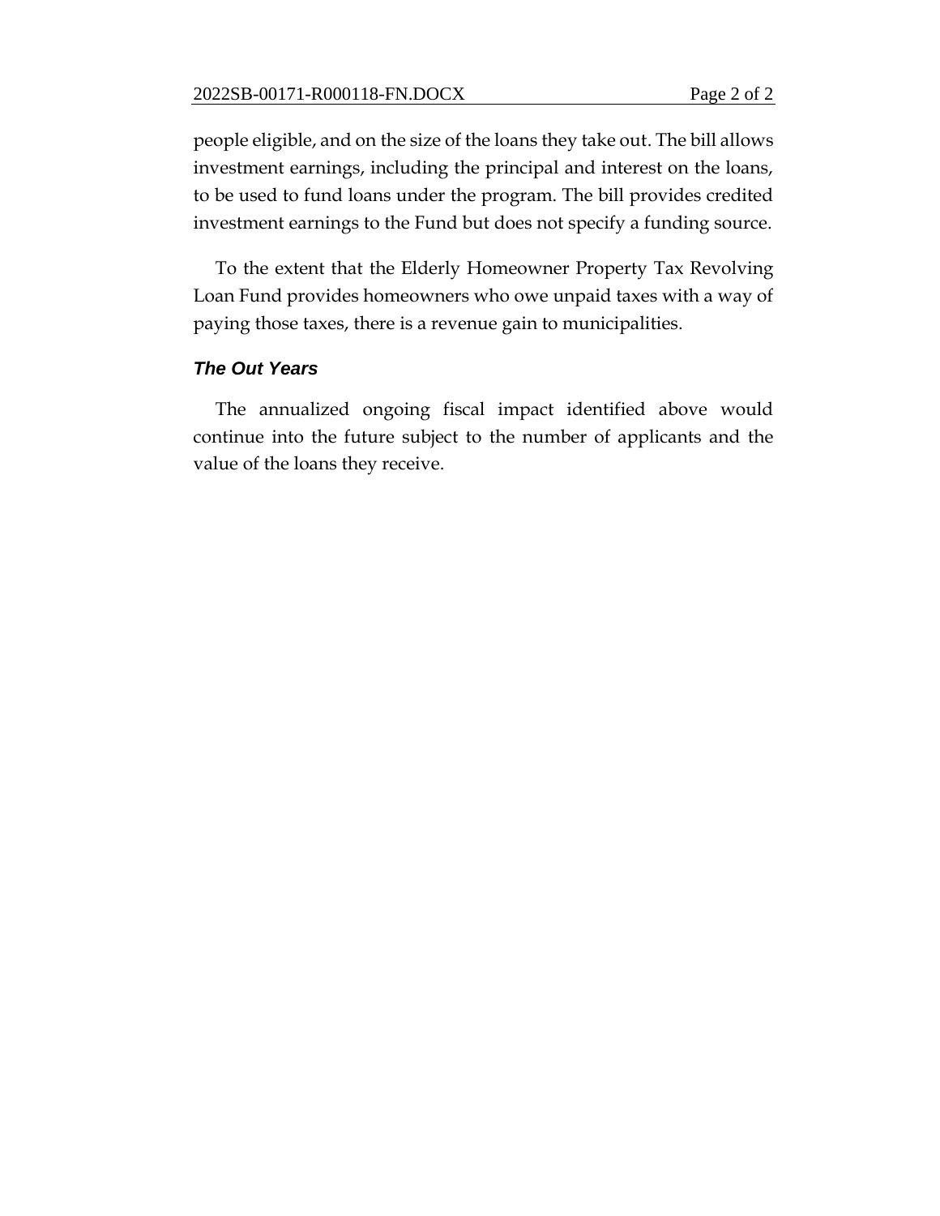people eligible, and on the size of the loans they take out. The bill allows investment earnings, including the principal and interest on the loans, to be used to fund loans under the program. The bill provides credited investment earnings to the Fund but does not specify a funding source.

To the extent that the Elderly Homeowner Property Tax Revolving Loan Fund provides homeowners who owe unpaid taxes with a way of paying those taxes, there is a revenue gain to municipalities.

### *The Out Years*

The annualized ongoing fiscal impact identified above would continue into the future subject to the number of applicants and the value of the loans they receive.